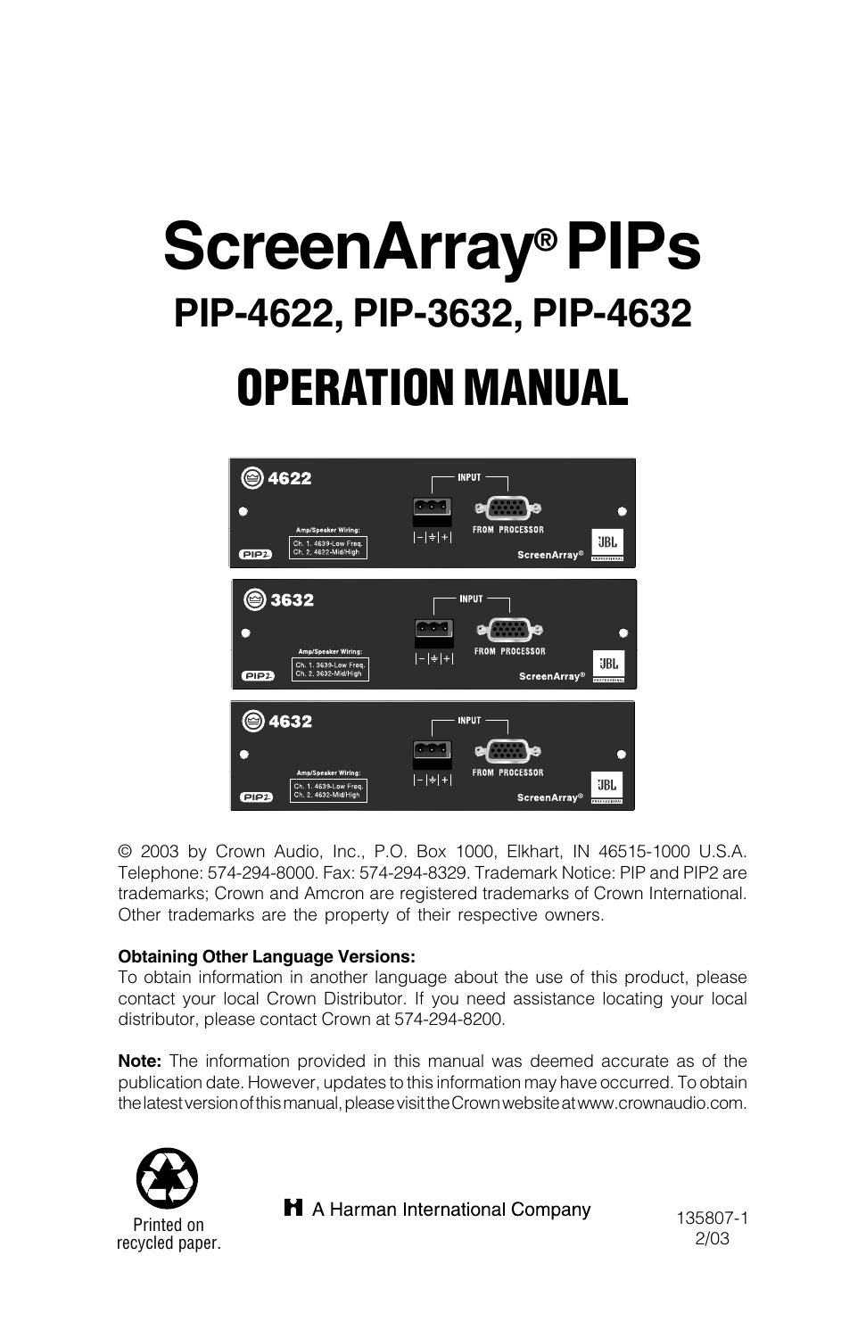# ScreenArray® PIPs

## PIP-4622, PIP-3632, PIP-4632

# OPERATION MANUAL

© 2003 by Crown Audio, Inc., P.O. Box 1000, Elkhart, IN 46515-1000 U.S.A. Telephone: 574-294-8000. Fax: 574-294-8329. Trademark Notice: PIP and PIP2 are trademarks; Crown and Amcron are registered trademarks of Crown International. Other trademarks are the property of their respective owners.

**Obtaining Other Language Versions:**
To obtain information in another language about the use of this product, please contact your local Crown Distributor. If you need assistance locating your local distributor, please contact Crown at 574-294-8200.

**Note:** The information provided in this manual was deemed accurate as of the publication date. However, updates to this information may have occurred. To obtain the latest version of this manual, please visit the Crown website at www.crownaudio.com.

Printed on recycled paper.

A Harman International Company

135807-1
2/03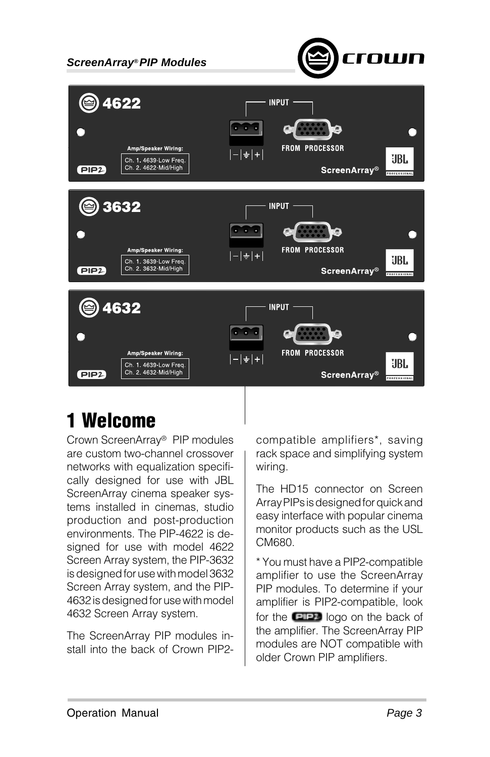# 1 Welcome

Crown ScreenArray® PIP modules are custom two-channel crossover networks with equalization specifically designed for use with JBL ScreenArray cinema speaker systems installed in cinemas, studio production and post-production environments. The PIP-4622 is designed for use with model 4622 Screen Array system, the PIP-3632 is designed for use with model 3632 Screen Array system, and the PIP-4632 is designed for use with model 4632 Screen Array system.

The ScreenArray PIP modules install into the back of Crown PIP2-compatible amplifiers*, saving rack space and simplifying system wiring.

The HD15 connector on Screen Array PIPs is designed for quick and easy interface with popular cinema monitor products such as the USL CM680.

* You must have a PIP2-compatible amplifier to use the ScreenArray PIP modules. To determine if your amplifier is PIP2-compatible, look for the PIP2 logo on the back of the amplifier. The ScreenArray PIP modules are NOT compatible with older Crown PIP amplifiers.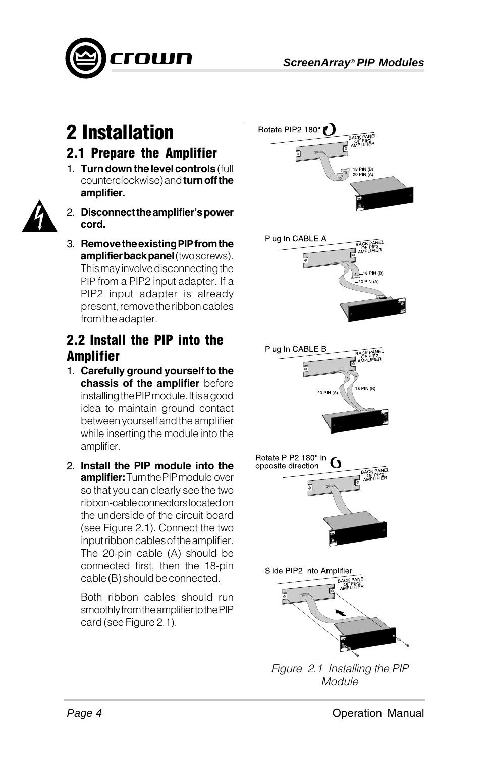# 2 Installation

## 2.1 Prepare the Amplifier

1. **Turn down the level controls** (full counterclockwise) and **turn off the amplifier.**
2. **Disconnect the amplifier's power cord.**
3. **Remove the existing PIP from the amplifier back panel** (two screws). This may involve disconnecting the PIP from a PIP2 input adapter. If a PIP2 input adapter is already present, remove the ribbon cables from the adapter.

## 2.2 Install the PIP into the Amplifier

1. **Carefully ground yourself to the chassis of the amplifier** before installing the PIP module. It is a good idea to maintain ground contact between yourself and the amplifier while inserting the module into the amplifier.
2. **Install the PIP module into the amplifier:** Turn the PIP module over so that you can clearly see the two ribbon-cable connectors located on the underside of the circuit board (see Figure 2.1). Connect the two input ribbon cables of the amplifier. The 20-pin cable (A) should be connected first, then the 18-pin cable (B) should be connected.

   Both ribbon cables should run smoothly from the amplifier to the PIP card (see Figure 2.1).

Rotate PIP2 180°

Plug In CABLE A

Plug In CABLE B

Rotate PIP2 180° in opposite direction

Slide PIP2 Into Amplifier

*Figure 2.1 Installing the PIP Module*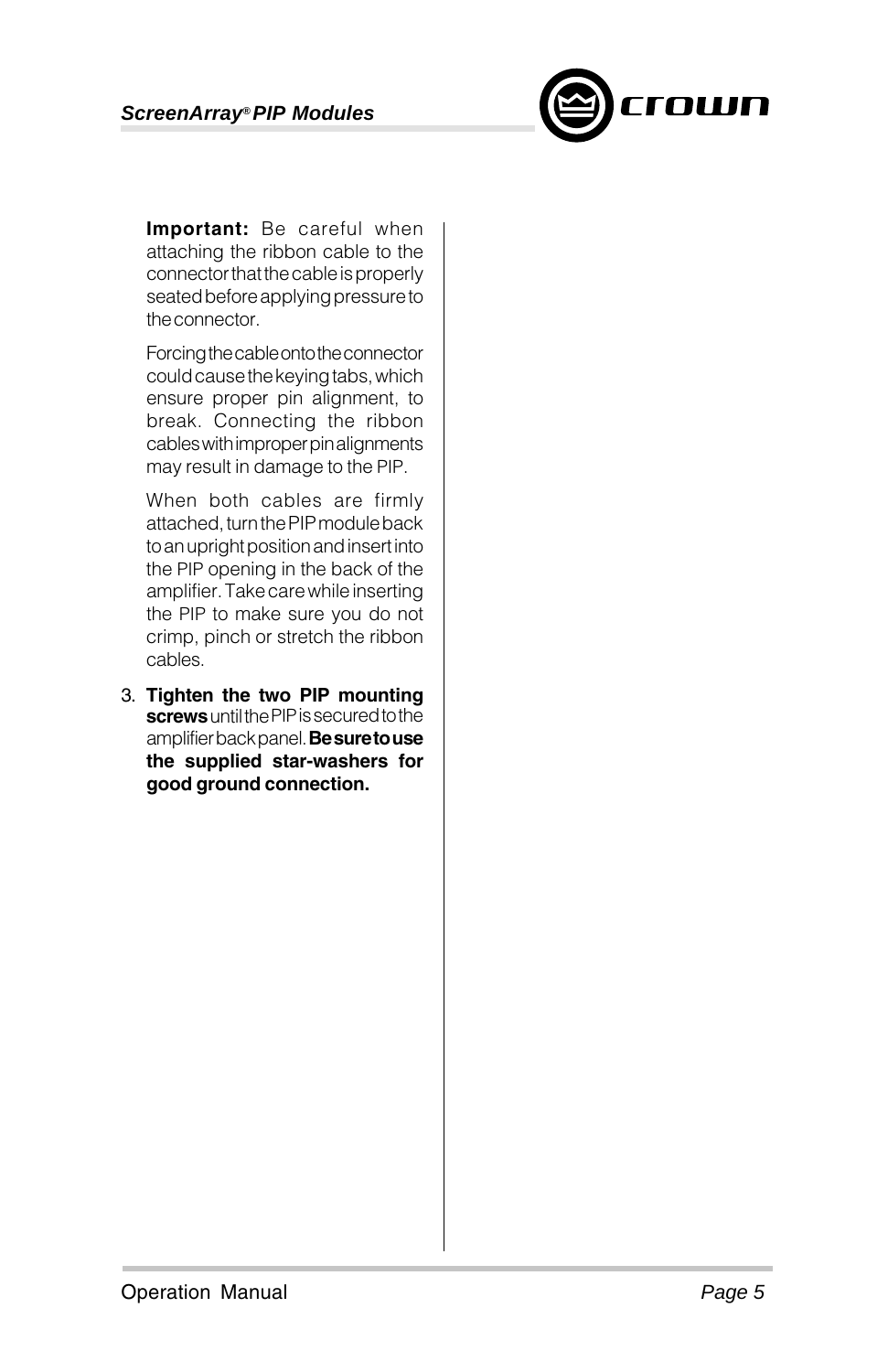**Important:** Be careful when attaching the ribbon cable to the connector that the cable is properly seated before applying pressure to the connector.

Forcing the cable onto the connector could cause the keying tabs, which ensure proper pin alignment, to break. Connecting the ribbon cables with improper pin alignments may result in damage to the PIP.

When both cables are firmly attached, turn the PIP module back to an upright position and insert into the PIP opening in the back of the amplifier. Take care while inserting the PIP to make sure you do not crimp, pinch or stretch the ribbon cables.

3. **Tighten the two PIP mounting screws** until the PIP is secured to the amplifier back panel. **Be sure to use the supplied star-washers for good ground connection.**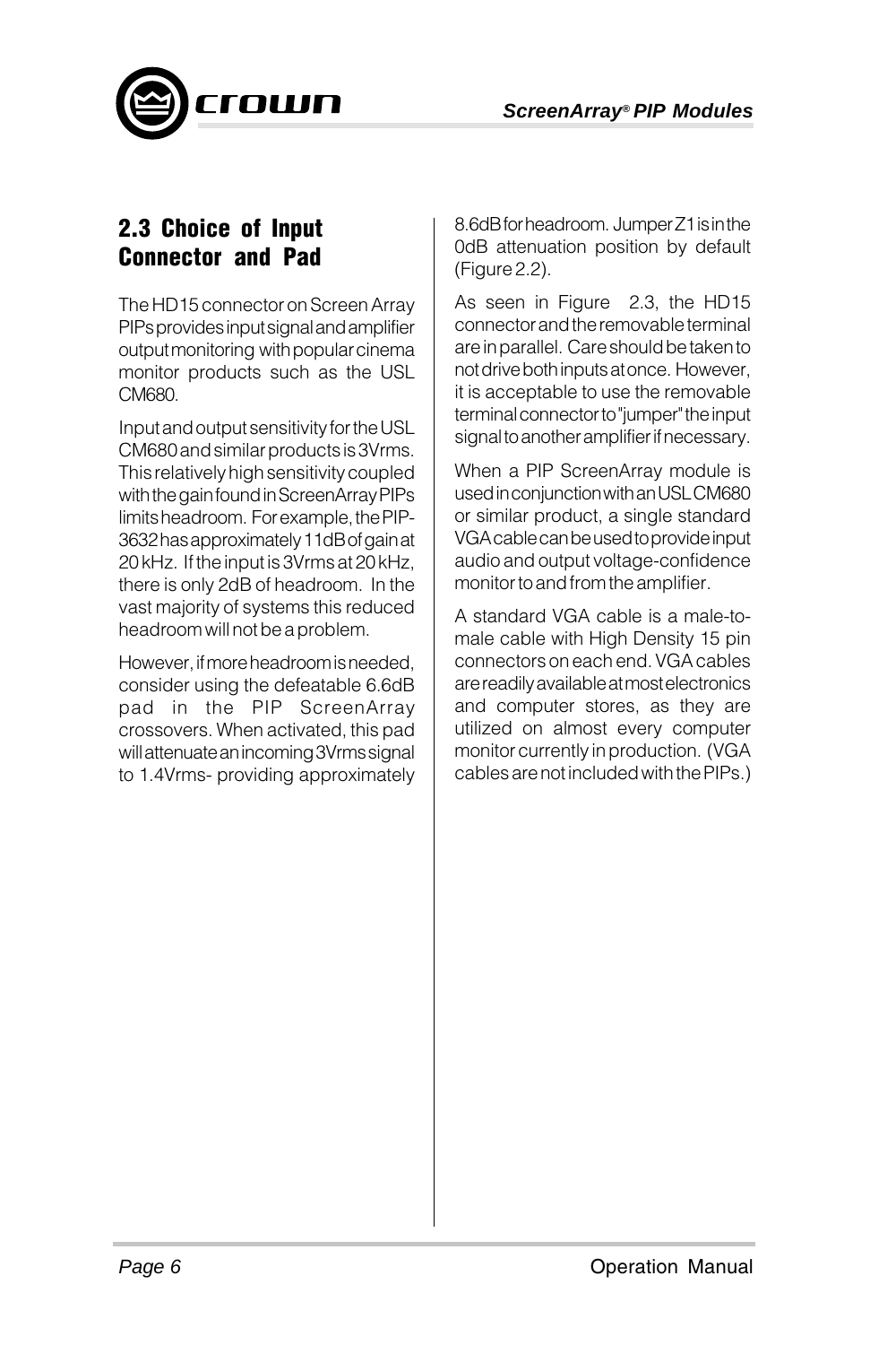## 2.3 Choice of Input Connector and Pad

The HD15 connector on Screen Array PIPs provides input signal and amplifier output monitoring with popular cinema monitor products such as the USL CM680.

Input and output sensitivity for the USL CM680 and similar products is 3Vrms. This relatively high sensitivity coupled with the gain found in ScreenArray PIPs limits headroom. For example, the PIP-3632 has approximately 11dB of gain at 20 kHz. If the input is 3Vrms at 20 kHz, there is only 2dB of headroom. In the vast majority of systems this reduced headroom will not be a problem.

However, if more headroom is needed, consider using the defeatable 6.6dB pad in the PIP ScreenArray crossovers. When activated, this pad will attenuate an incoming 3Vrms signal to 1.4Vrms- providing approximately 8.6dB for headroom. Jumper Z1 is in the 0dB attenuation position by default (Figure 2.2).

As seen in Figure 2.3, the HD15 connector and the removable terminal are in parallel. Care should be taken to not drive both inputs at once. However, it is acceptable to use the removable terminal connector to "jumper" the input signal to another amplifier if necessary.

When a PIP ScreenArray module is used in conjunction with an USL CM680 or similar product, a single standard VGA cable can be used to provide input audio and output voltage-confidence monitor to and from the amplifier.

A standard VGA cable is a male-to-male cable with High Density 15 pin connectors on each end. VGA cables are readily available at most electronics and computer stores, as they are utilized on almost every computer monitor currently in production. (VGA cables are not included with the PIPs.)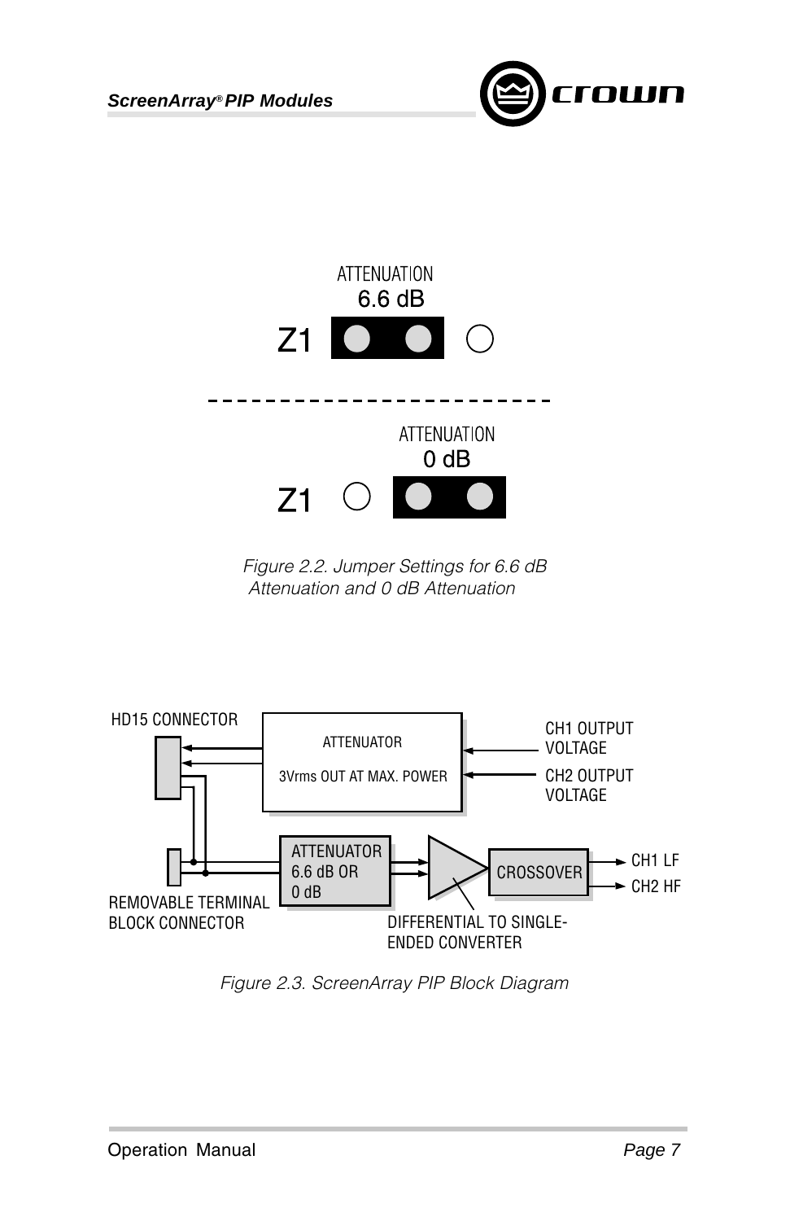ATTENUATION
6.6 dB

Z1

ATTENUATION
0 dB

Z1

*Figure 2.2. Jumper Settings for 6.6 dB Attenuation and 0 dB Attenuation*

HD15 CONNECTOR

ATTENUATOR

3Vrms OUT AT MAX. POWER

CH1 OUTPUT VOLTAGE

CH2 OUTPUT VOLTAGE

ATTENUATOR 6.6 dB OR 0 dB

CROSSOVER

CH1 LF

CH2 HF

REMOVABLE TERMINAL BLOCK CONNECTOR

DIFFERENTIAL TO SINGLE-ENDED CONVERTER

*Figure 2.3. ScreenArray PIP Block Diagram*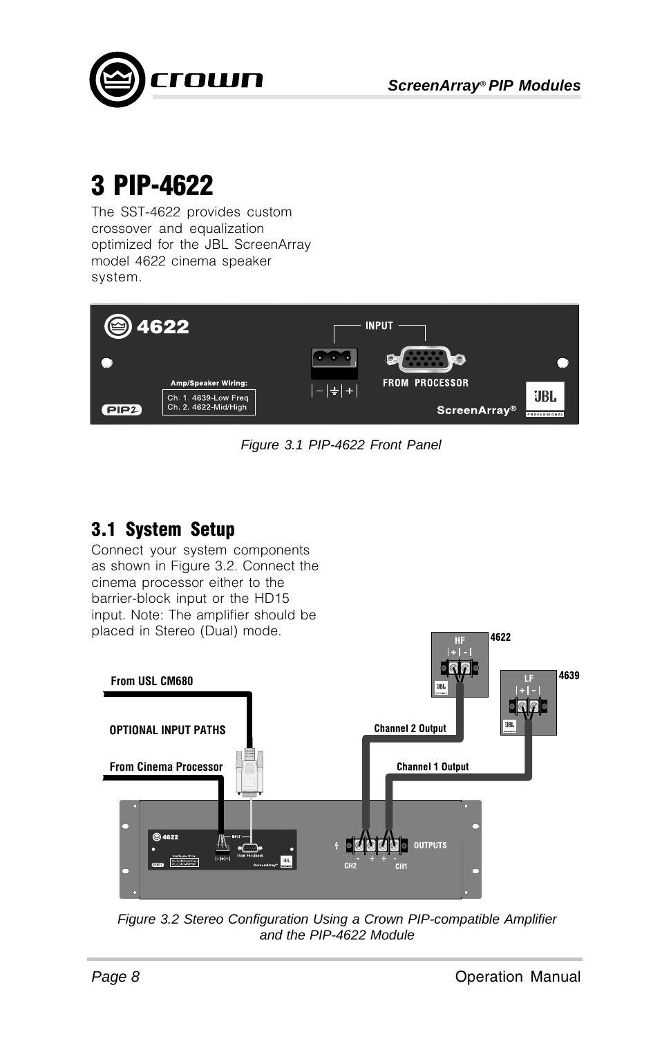# 3 PIP-4622

The SST-4622 provides custom crossover and equalization optimized for the JBL ScreenArray model 4622 cinema speaker system.

*Figure 3.1 PIP-4622 Front Panel*

## 3.1 System Setup

Connect your system components as shown in Figure 3.2. Connect the cinema processor either to the barrier-block input or the HD15 input. Note: The amplifier should be placed in Stereo (Dual) mode.

*Figure 3.2 Stereo Configuration Using a Crown PIP-compatible Amplifier and the PIP-4622 Module*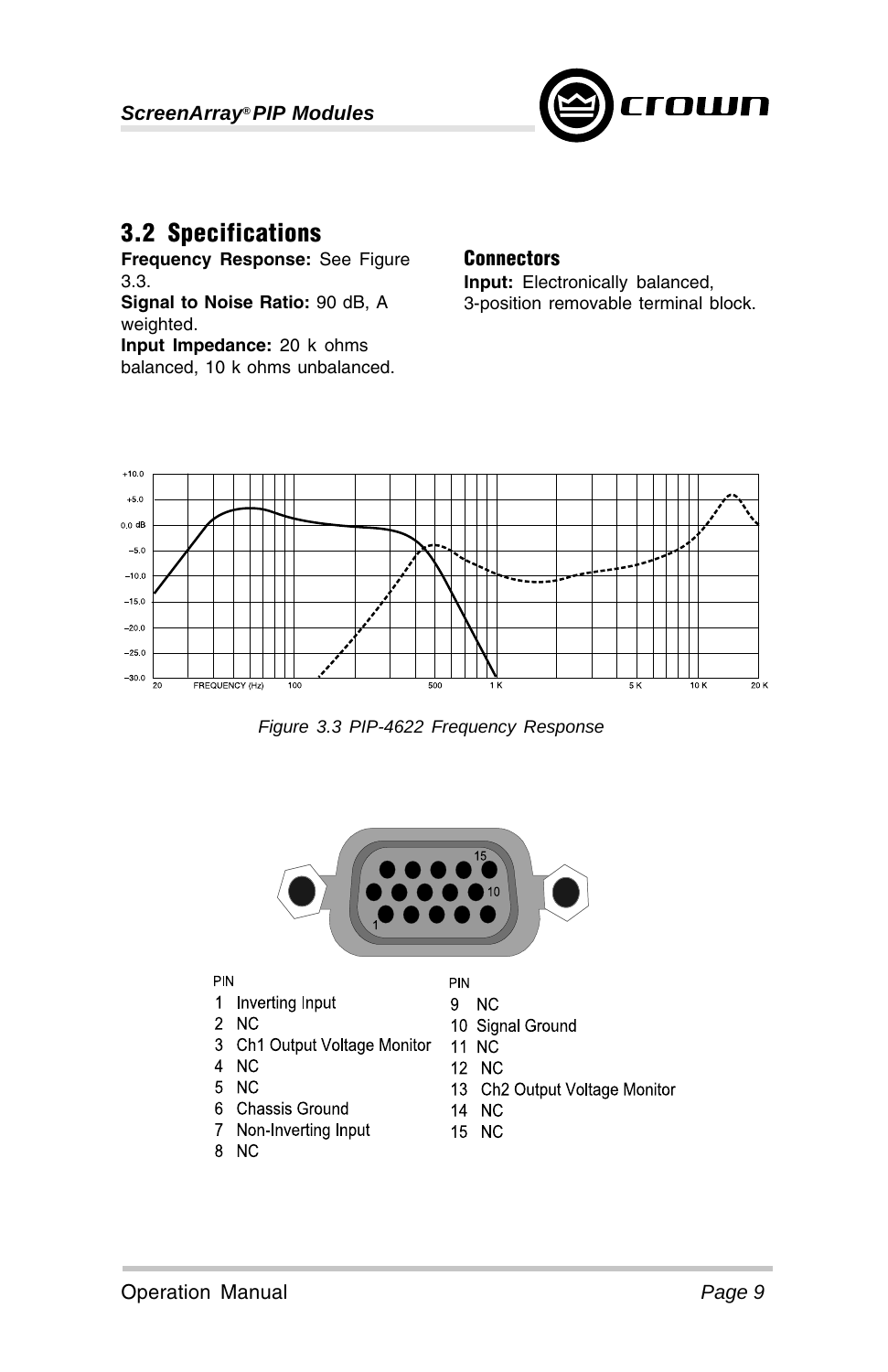## 3.2 Specifications

**Frequency Response:** See Figure 3.3.

**Signal to Noise Ratio:** 90 dB, A weighted.

**Input Impedance:** 20 k ohms balanced, 10 k ohms unbalanced.

### Connectors

**Input:** Electronically balanced, 3-position removable terminal block.

*Figure 3.3 PIP-4622 Frequency Response*

| PIN | |
|---|---|
| 1 | Inverting Input |
| 2 | NC |
| 3 | Ch1 Output Voltage Monitor |
| 4 | NC |
| 5 | NC |
| 6 | Chassis Ground |
| 7 | Non-Inverting Input |
| 8 | NC |
| 9 | NC |
| 10 | Signal Ground |
| 11 | NC |
| 12 | NC |
| 13 | Ch2 Output Voltage Monitor |
| 14 | NC |
| 15 | NC |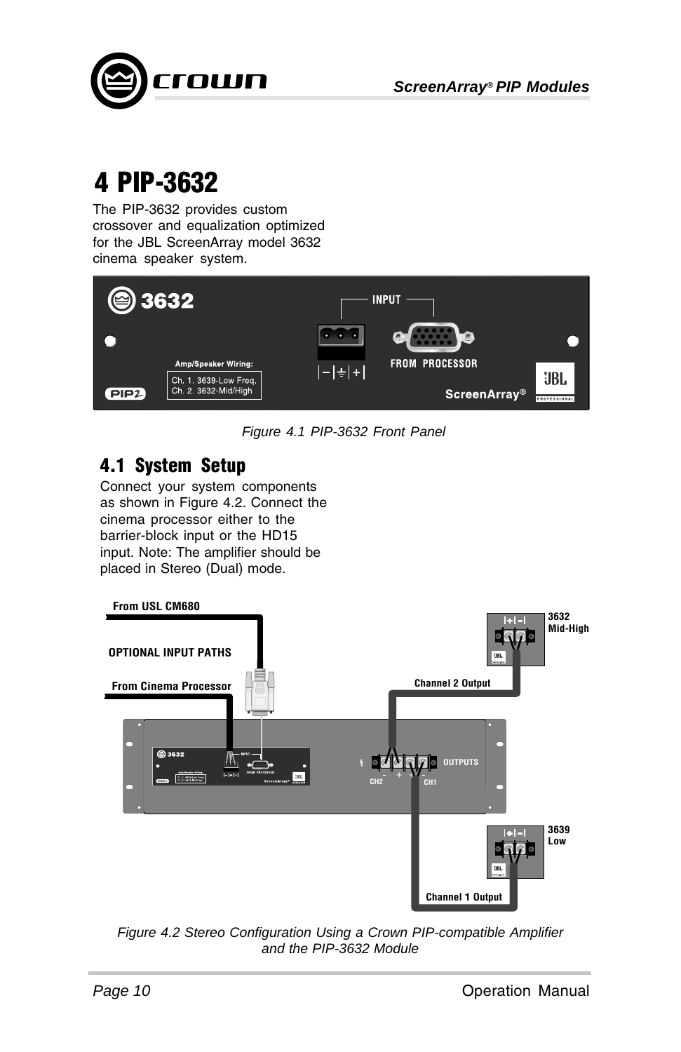# 4 PIP-3632

The PIP-3632 provides custom crossover and equalization optimized for the JBL ScreenArray model 3632 cinema speaker system.

*Figure 4.1 PIP-3632 Front Panel*

## 4.1 System Setup

Connect your system components as shown in Figure 4.2. Connect the cinema processor either to the barrier-block input or the HD15 input. Note: The amplifier should be placed in Stereo (Dual) mode.

*Figure 4.2 Stereo Configuration Using a Crown PIP-compatible Amplifier and the PIP-3632 Module*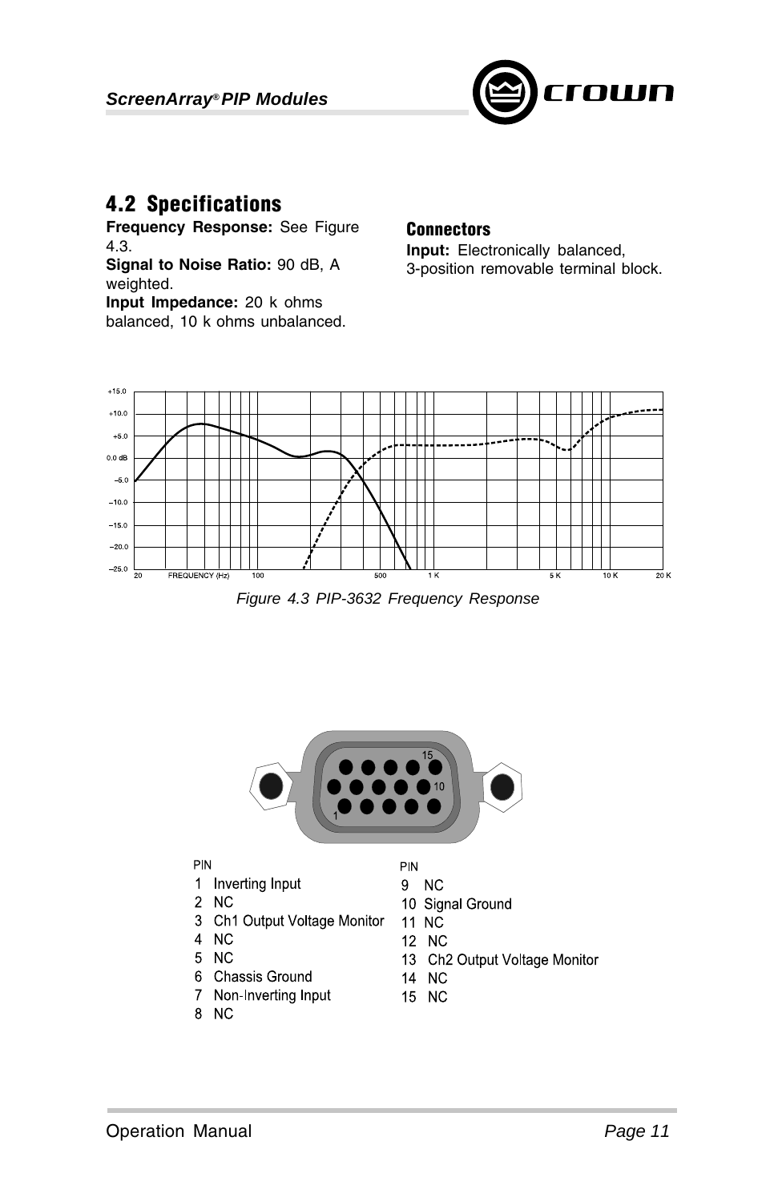## 4.2 Specifications

**Frequency Response:** See Figure 4.3.

**Signal to Noise Ratio:** 90 dB, A weighted.

**Input Impedance:** 20 k ohms balanced, 10 k ohms unbalanced.

### Connectors

**Input:** Electronically balanced, 3-position removable terminal block.

*Figure 4.3 PIP-3632 Frequency Response*

| PIN | | PIN | |
|---|---|---|---|
| 1 | Inverting Input | 9 | NC |
| 2 | NC | 10 | Signal Ground |
| 3 | Ch1 Output Voltage Monitor | 11 | NC |
| 4 | NC | 12 | NC |
| 5 | NC | 13 | Ch2 Output Voltage Monitor |
| 6 | Chassis Ground | 14 | NC |
| 7 | Non-Inverting Input | 15 | NC |
| 8 | NC | | |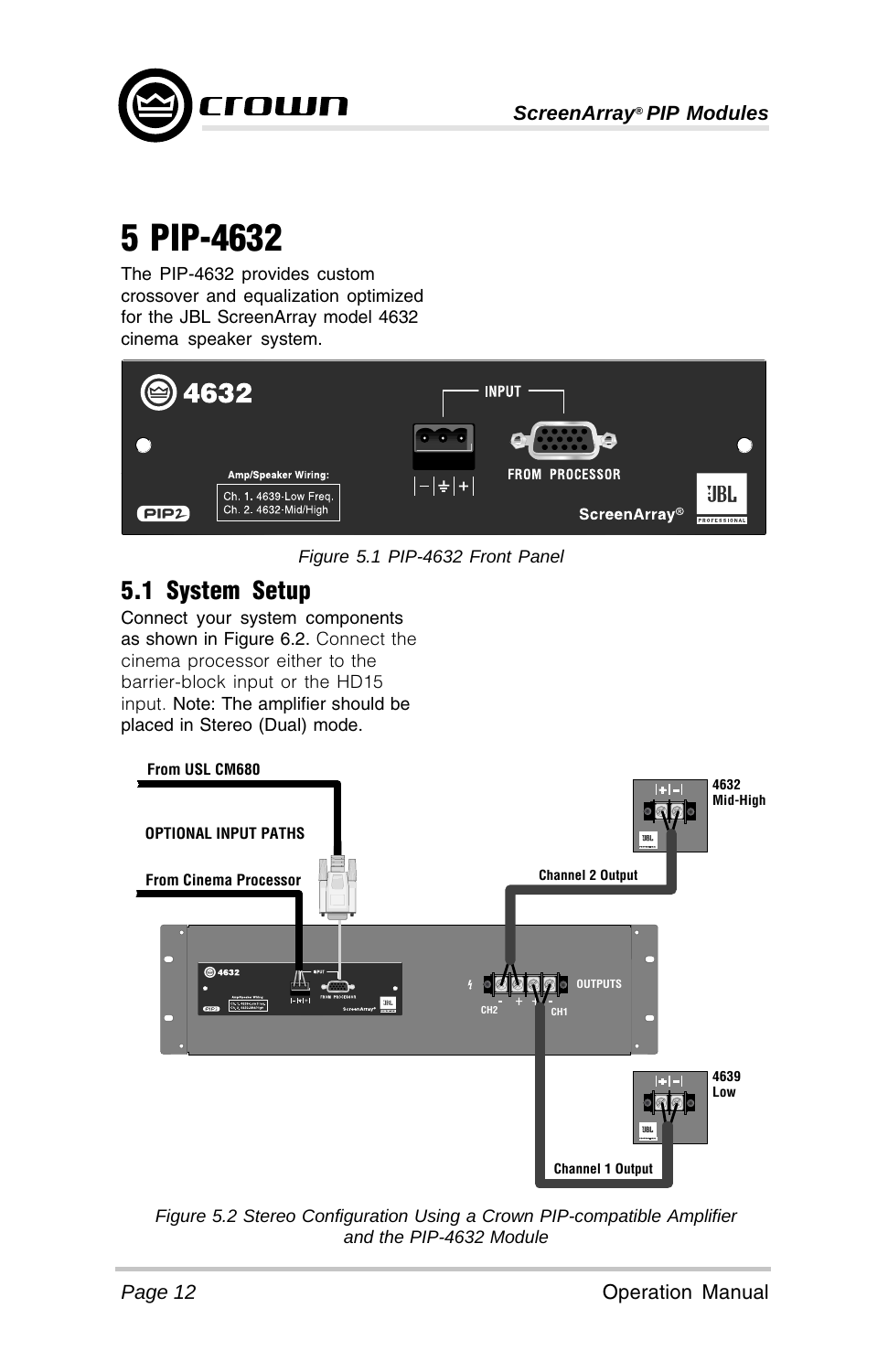# 5 PIP-4632

The PIP-4632 provides custom crossover and equalization optimized for the JBL ScreenArray model 4632 cinema speaker system.

*Figure 5.1 PIP-4632 Front Panel*

## 5.1 System Setup

Connect your system components as shown in Figure 6.2. Connect the cinema processor either to the barrier-block input or the HD15 input. Note: The amplifier should be placed in Stereo (Dual) mode.

*Figure 5.2 Stereo Configuration Using a Crown PIP-compatible Amplifier and the PIP-4632 Module*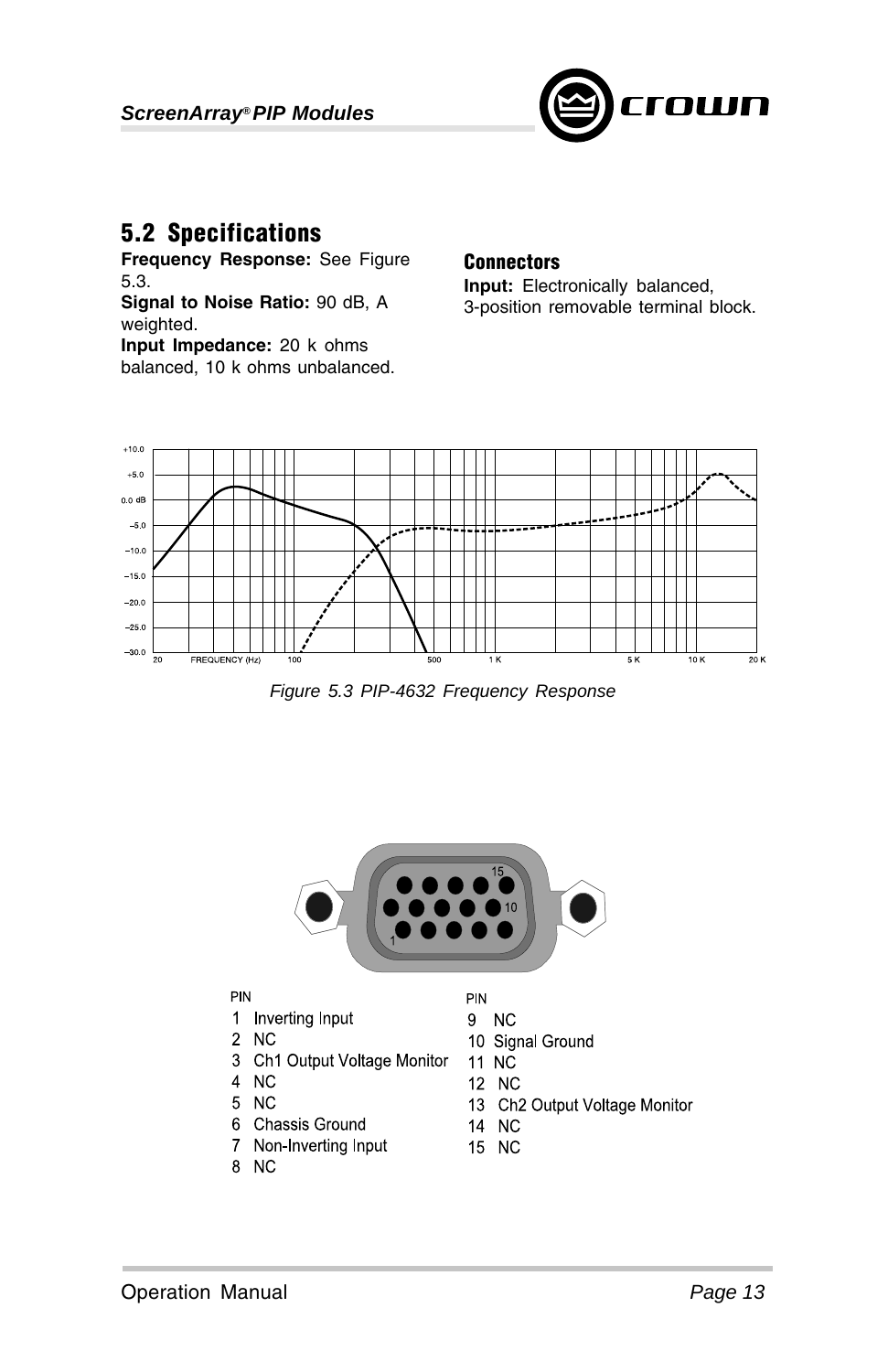## 5.2 Specifications

**Frequency Response:** See Figure 5.3.

**Signal to Noise Ratio:** 90 dB, A weighted.

**Input Impedance:** 20 k ohms balanced, 10 k ohms unbalanced.

### Connectors

**Input:** Electronically balanced, 3-position removable terminal block.

*Figure 5.3 PIP-4632 Frequency Response*

| PIN | |
|---|---|
| 1 | Inverting Input |
| 2 | NC |
| 3 | Ch1 Output Voltage Monitor |
| 4 | NC |
| 5 | NC |
| 6 | Chassis Ground |
| 7 | Non-Inverting Input |
| 8 | NC |
| 9 | NC |
| 10 | Signal Ground |
| 11 | NC |
| 12 | NC |
| 13 | Ch2 Output Voltage Monitor |
| 14 | NC |
| 15 | NC |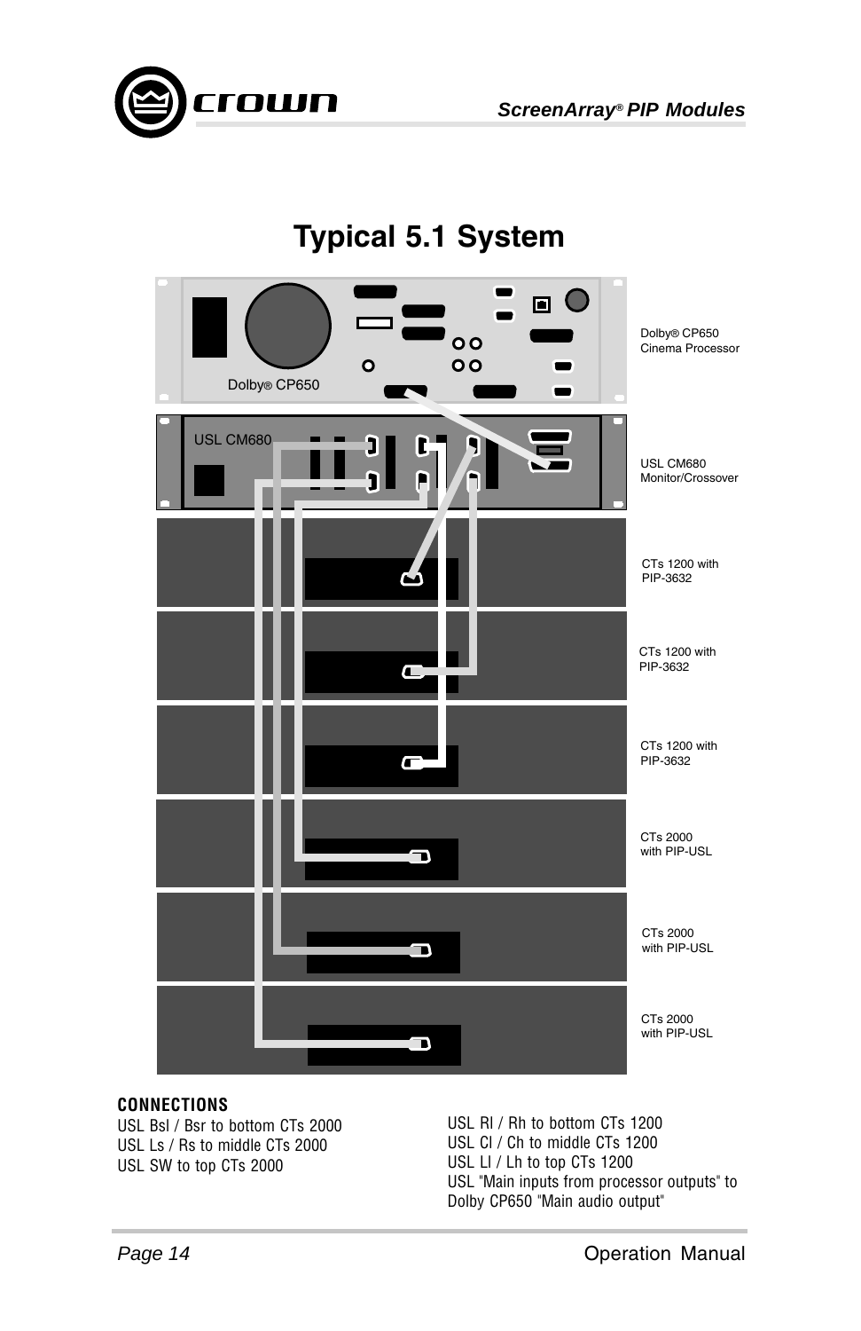# Typical 5.1 System

Dolby® CP650 Cinema Processor

USL CM680 Monitor/Crossover

CTs 1200 with PIP-3632

CTs 1200 with PIP-3632

CTs 1200 with PIP-3632

CTs 2000 with PIP-USL

CTs 2000 with PIP-USL

CTs 2000 with PIP-USL

**CONNECTIONS**

USL Bsl / Bsr to bottom CTs 2000
USL Ls / Rs to middle CTs 2000
USL SW to top CTs 2000

USL Rl / Rh to bottom CTs 1200
USL Cl / Ch to middle CTs 1200
USL Ll / Lh to top CTs 1200
USL "Main inputs from processor outputs" to Dolby CP650 "Main audio output"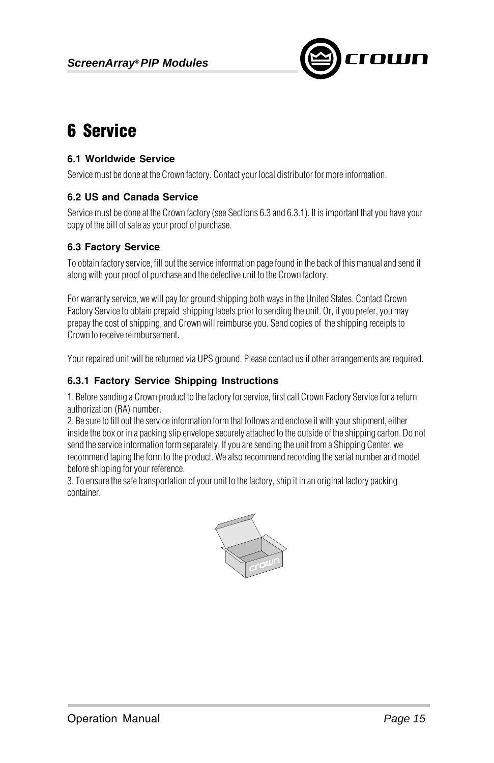# 6 Service

### 6.1 Worldwide Service

Service must be done at the Crown factory. Contact your local distributor for more information.

### 6.2 US and Canada Service

Service must be done at the Crown factory (see Sections 6.3 and 6.3.1). It is important that you have your copy of the bill of sale as your proof of purchase.

### 6.3 Factory Service

To obtain factory service, fill out the service information page found in the back of this manual and send it along with your proof of purchase and the defective unit to the Crown factory.

For warranty service, we will pay for ground shipping both ways in the United States. Contact Crown Factory Service to obtain prepaid shipping labels prior to sending the unit. Or, if you prefer, you may prepay the cost of shipping, and Crown will reimburse you. Send copies of the shipping receipts to Crown to receive reimbursement.

Your repaired unit will be returned via UPS ground. Please contact us if other arrangements are required.

#### 6.3.1 Factory Service Shipping Instructions

1. Before sending a Crown product to the factory for service, first call Crown Factory Service for a return authorization (RA) number.
2. Be sure to fill out the service information form that follows and enclose it with your shipment, either inside the box or in a packing slip envelope securely attached to the outside of the shipping carton. Do not send the service information form separately. If you are sending the unit from a Shipping Center, we recommend taping the form to the product. We also recommend recording the serial number and model before shipping for your reference.
3. To ensure the safe transportation of your unit to the factory, ship it in an original factory packing container.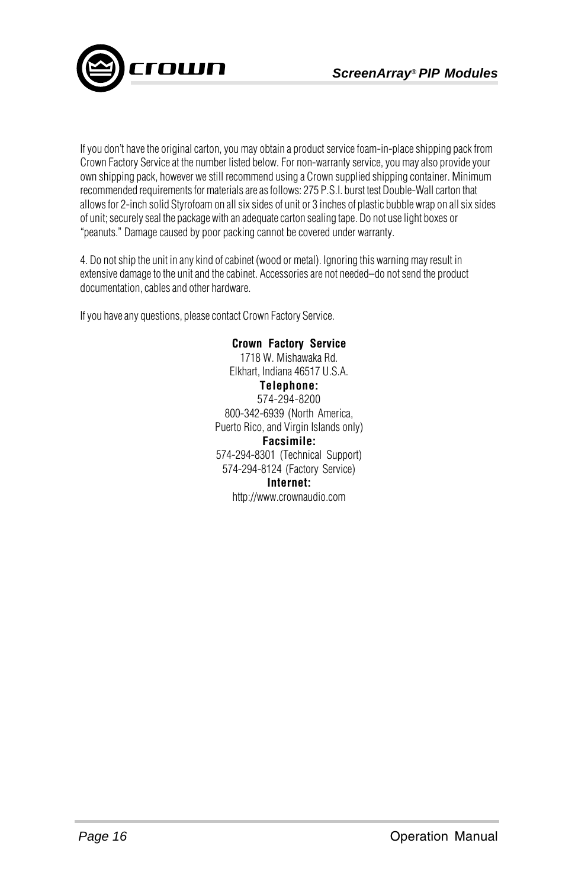If you don't have the original carton, you may obtain a product service foam-in-place shipping pack from Crown Factory Service at the number listed below. For non-warranty service, you may also provide your own shipping pack, however we still recommend using a Crown supplied shipping container. Minimum recommended requirements for materials are as follows: 275 P.S.I. burst test Double-Wall carton that allows for 2-inch solid Styrofoam on all six sides of unit or 3 inches of plastic bubble wrap on all six sides of unit; securely seal the package with an adequate carton sealing tape. Do not use light boxes or "peanuts." Damage caused by poor packing cannot be covered under warranty.

4. Do not ship the unit in any kind of cabinet (wood or metal). Ignoring this warning may result in extensive damage to the unit and the cabinet. Accessories are not needed–do not send the product documentation, cables and other hardware.

If you have any questions, please contact Crown Factory Service.

**Crown Factory Service**
1718 W. Mishawaka Rd.
Elkhart, Indiana 46517 U.S.A.
**Telephone:**
574-294-8200
800-342-6939 (North America, Puerto Rico, and Virgin Islands only)
**Facsimile:**
574-294-8301 (Technical Support)
574-294-8124 (Factory Service)
**Internet:**
http://www.crownaudio.com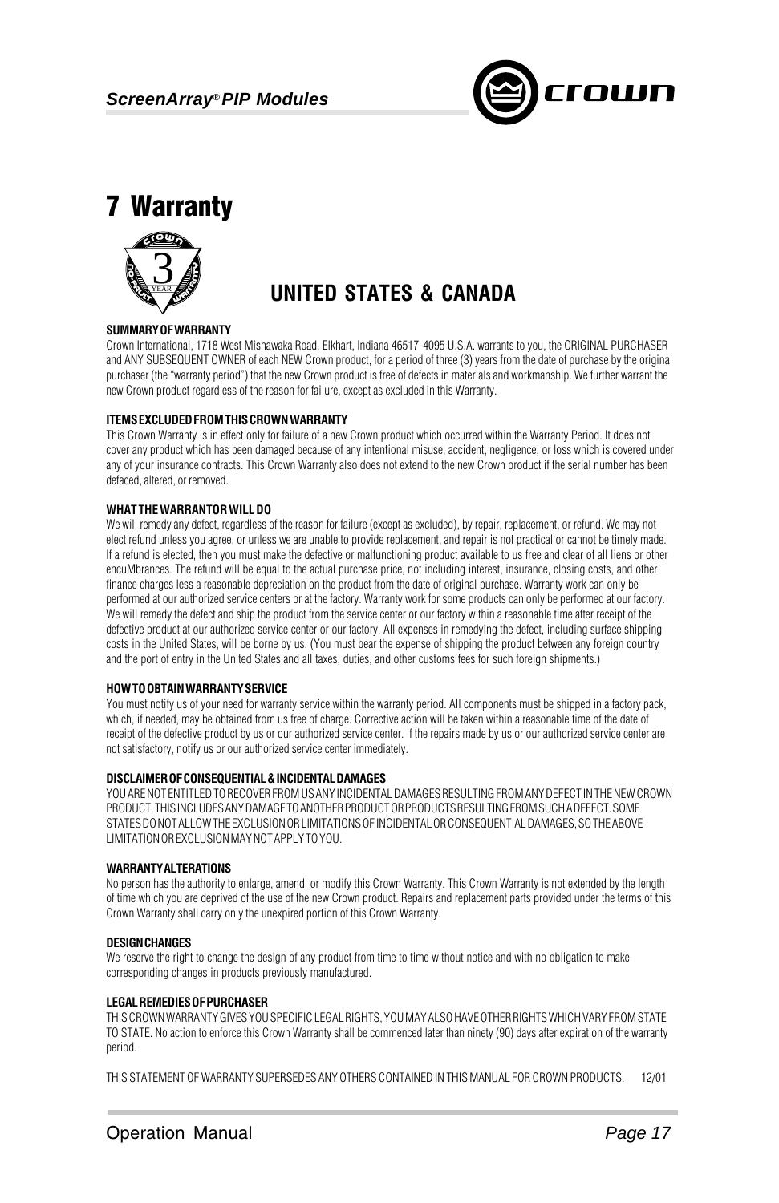# 7 Warranty

## UNITED STATES & CANADA

**SUMMARY OF WARRANTY**

Crown International, 1718 West Mishawaka Road, Elkhart, Indiana 46517-4095 U.S.A. warrants to you, the ORIGINAL PURCHASER and ANY SUBSEQUENT OWNER of each NEW Crown product, for a period of three (3) years from the date of purchase by the original purchaser (the "warranty period") that the new Crown product is free of defects in materials and workmanship. We further warrant the new Crown product regardless of the reason for failure, except as excluded in this Warranty.

**ITEMS EXCLUDED FROM THIS CROWN WARRANTY**

This Crown Warranty is in effect only for failure of a new Crown product which occurred within the Warranty Period. It does not cover any product which has been damaged because of any intentional misuse, accident, negligence, or loss which is covered under any of your insurance contracts. This Crown Warranty also does not extend to the new Crown product if the serial number has been defaced, altered, or removed.

**WHAT THE WARRANTOR WILL DO**

We will remedy any defect, regardless of the reason for failure (except as excluded), by repair, replacement, or refund. We may not elect refund unless you agree, or unless we are unable to provide replacement, and repair is not practical or cannot be timely made. If a refund is elected, then you must make the defective or malfunctioning product available to us free and clear of all liens or other encuMbrances. The refund will be equal to the actual purchase price, not including interest, insurance, closing costs, and other finance charges less a reasonable depreciation on the product from the date of original purchase. Warranty work can only be performed at our authorized service centers or at the factory. Warranty work for some products can only be performed at our factory. We will remedy the defect and ship the product from the service center or our factory within a reasonable time after receipt of the defective product at our authorized service center or our factory. All expenses in remedying the defect, including surface shipping costs in the United States, will be borne by us. (You must bear the expense of shipping the product between any foreign country and the port of entry in the United States and all taxes, duties, and other customs fees for such foreign shipments.)

**HOW TO OBTAIN WARRANTY SERVICE**

You must notify us of your need for warranty service within the warranty period. All components must be shipped in a factory pack, which, if needed, may be obtained from us free of charge. Corrective action will be taken within a reasonable time of the date of receipt of the defective product by us or our authorized service center. If the repairs made by us or our authorized service center are not satisfactory, notify us or our authorized service center immediately.

**DISCLAIMER OF CONSEQUENTIAL & INCIDENTAL DAMAGES**

YOU ARE NOT ENTITLED TO RECOVER FROM US ANY INCIDENTAL DAMAGES RESULTING FROM ANY DEFECT IN THE NEW CROWN PRODUCT. THIS INCLUDES ANY DAMAGE TO ANOTHER PRODUCT OR PRODUCTS RESULTING FROM SUCH A DEFECT. SOME STATES DO NOT ALLOW THE EXCLUSION OR LIMITATIONS OF INCIDENTAL OR CONSEQUENTIAL DAMAGES, SO THE ABOVE LIMITATION OR EXCLUSION MAY NOT APPLY TO YOU.

**WARRANTY ALTERATIONS**

No person has the authority to enlarge, amend, or modify this Crown Warranty. This Crown Warranty is not extended by the length of time which you are deprived of the use of the new Crown product. Repairs and replacement parts provided under the terms of this Crown Warranty shall carry only the unexpired portion of this Crown Warranty.

**DESIGN CHANGES**

We reserve the right to change the design of any product from time to time without notice and with no obligation to make corresponding changes in products previously manufactured.

**LEGAL REMEDIES OF PURCHASER**

THIS CROWN WARRANTY GIVES YOU SPECIFIC LEGAL RIGHTS, YOU MAY ALSO HAVE OTHER RIGHTS WHICH VARY FROM STATE TO STATE. No action to enforce this Crown Warranty shall be commenced later than ninety (90) days after expiration of the warranty period.

THIS STATEMENT OF WARRANTY SUPERSEDES ANY OTHERS CONTAINED IN THIS MANUAL FOR CROWN PRODUCTS. 12/01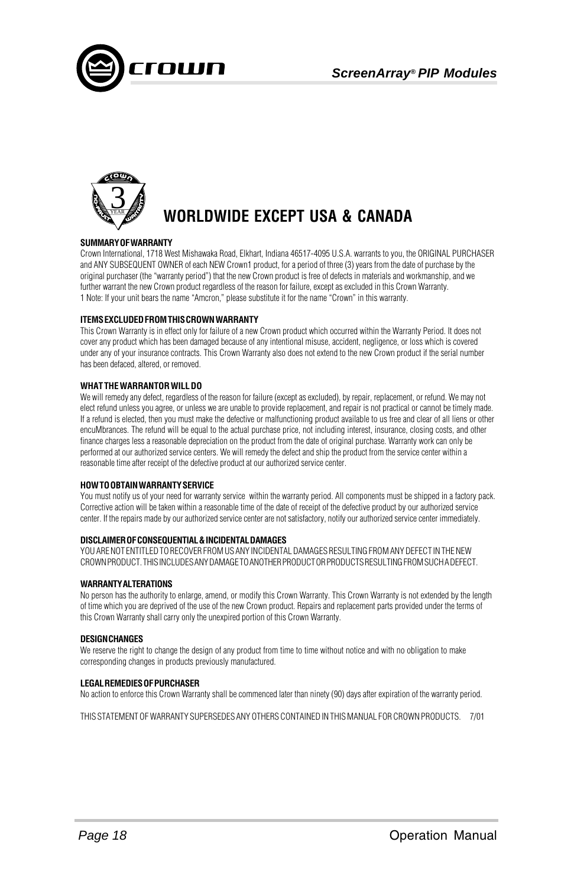# WORLDWIDE EXCEPT USA & CANADA

**SUMMARY OF WARRANTY**

Crown International, 1718 West Mishawaka Road, Elkhart, Indiana 46517-4095 U.S.A. warrants to you, the ORIGINAL PURCHASER and ANY SUBSEQUENT OWNER of each NEW Crown1 product, for a period of three (3) years from the date of purchase by the original purchaser (the "warranty period") that the new Crown product is free of defects in materials and workmanship, and we further warrant the new Crown product regardless of the reason for failure, except as excluded in this Crown Warranty.

1 Note: If your unit bears the name "Amcron," please substitute it for the name "Crown" in this warranty.

**ITEMS EXCLUDED FROM THIS CROWN WARRANTY**

This Crown Warranty is in effect only for failure of a new Crown product which occurred within the Warranty Period. It does not cover any product which has been damaged because of any intentional misuse, accident, negligence, or loss which is covered under any of your insurance contracts. This Crown Warranty also does not extend to the new Crown product if the serial number has been defaced, altered, or removed.

**WHAT THE WARRANTOR WILL DO**

We will remedy any defect, regardless of the reason for failure (except as excluded), by repair, replacement, or refund. We may not elect refund unless you agree, or unless we are unable to provide replacement, and repair is not practical or cannot be timely made. If a refund is elected, then you must make the defective or malfunctioning product available to us free and clear of all liens or other encuMbrances. The refund will be equal to the actual purchase price, not including interest, insurance, closing costs, and other finance charges less a reasonable depreciation on the product from the date of original purchase. Warranty work can only be performed at our authorized service centers. We will remedy the defect and ship the product from the service center within a reasonable time after receipt of the defective product at our authorized service center.

**HOW TO OBTAIN WARRANTY SERVICE**

You must notify us of your need for warranty service within the warranty period. All components must be shipped in a factory pack. Corrective action will be taken within a reasonable time of the date of receipt of the defective product by our authorized service center. If the repairs made by our authorized service center are not satisfactory, notify our authorized service center immediately.

**DISCLAIMER OF CONSEQUENTIAL & INCIDENTAL DAMAGES**

YOU ARE NOT ENTITLED TO RECOVER FROM US ANY INCIDENTAL DAMAGES RESULTING FROM ANY DEFECT IN THE NEW CROWN PRODUCT. THIS INCLUDES ANY DAMAGE TO ANOTHER PRODUCT OR PRODUCTS RESULTING FROM SUCH A DEFECT.

**WARRANTY ALTERATIONS**

No person has the authority to enlarge, amend, or modify this Crown Warranty. This Crown Warranty is not extended by the length of time which you are deprived of the use of the new Crown product. Repairs and replacement parts provided under the terms of this Crown Warranty shall carry only the unexpired portion of this Crown Warranty.

**DESIGN CHANGES**

We reserve the right to change the design of any product from time to time without notice and with no obligation to make corresponding changes in products previously manufactured.

**LEGAL REMEDIES OF PURCHASER**

No action to enforce this Crown Warranty shall be commenced later than ninety (90) days after expiration of the warranty period.

THIS STATEMENT OF WARRANTY SUPERSEDES ANY OTHERS CONTAINED IN THIS MANUAL FOR CROWN PRODUCTS. 7/01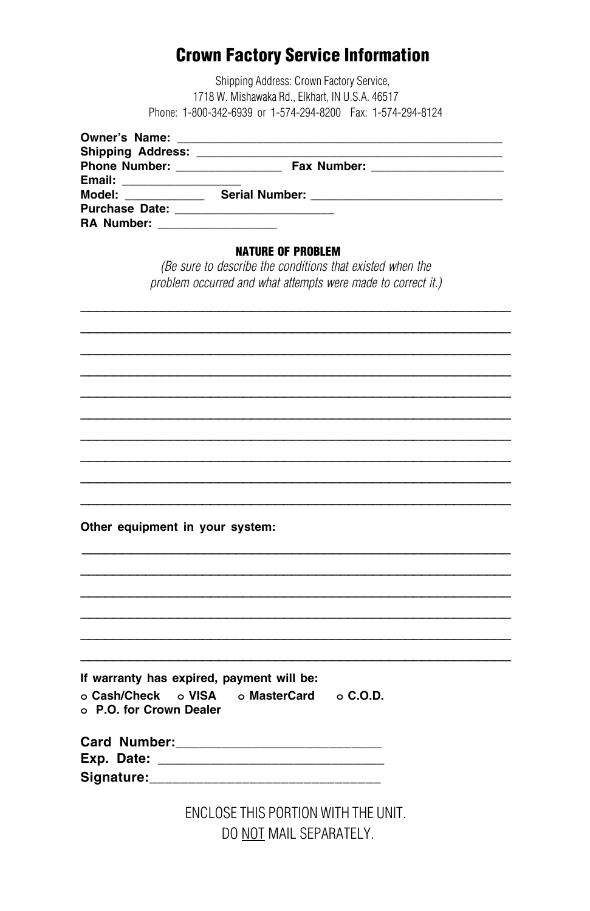# Crown Factory Service Information

Shipping Address: Crown Factory Service,
1718 W. Mishawaka Rd., Elkhart, IN U.S.A. 46517
Phone: 1-800-342-6939 or 1-574-294-8200 Fax: 1-574-294-8124

**Owner's Name:** ______________________________________________
**Shipping Address:** ___________________________________________
**Phone Number:** ________________ **Fax Number:** ____________________
**Email:** __________________
**Model:** ____________ **Serial Number:** ____________________________
**Purchase Date:** ________________________
**RA Number:** __________________

### NATURE OF PROBLEM

*(Be sure to describe the conditions that existed when the problem occurred and what attempts were made to correct it.)*

_______________________________________________________________
_______________________________________________________________
_______________________________________________________________
_______________________________________________________________
_______________________________________________________________
_______________________________________________________________
_______________________________________________________________
_______________________________________________________________
_______________________________________________________________
_______________________________________________________________

**Other equipment in your system:**

_______________________________________________________________
_______________________________________________________________
_______________________________________________________________
_______________________________________________________________
_______________________________________________________________
_______________________________________________________________

**If warranty has expired, payment will be:**

**o Cash/Check o VISA o MasterCard o C.O.D.**
**o P.O. for Crown Dealer**

**Card Number:**____________________________
**Exp. Date:** ______________________________
**Signature:**_______________________________

ENCLOSE THIS PORTION WITH THE UNIT.
DO NOT MAIL SEPARATELY.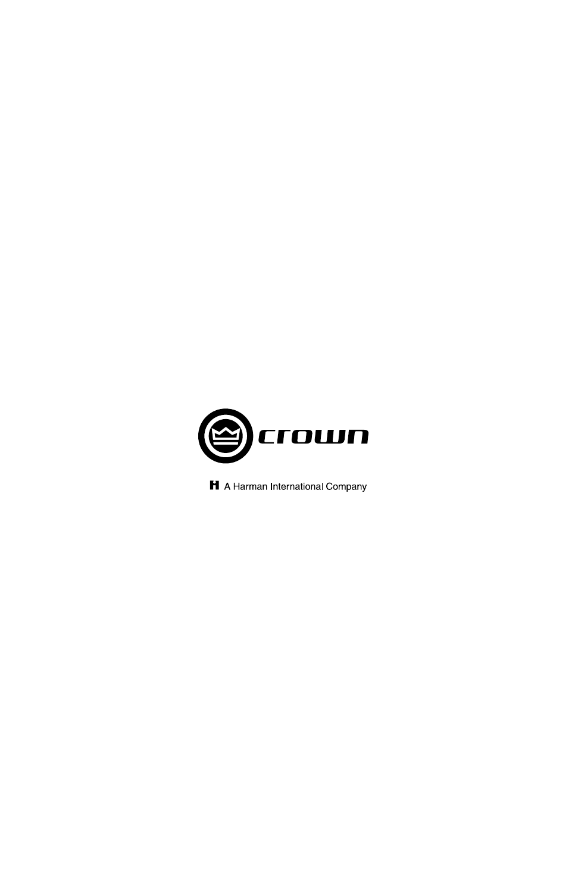crown

A Harman International Company